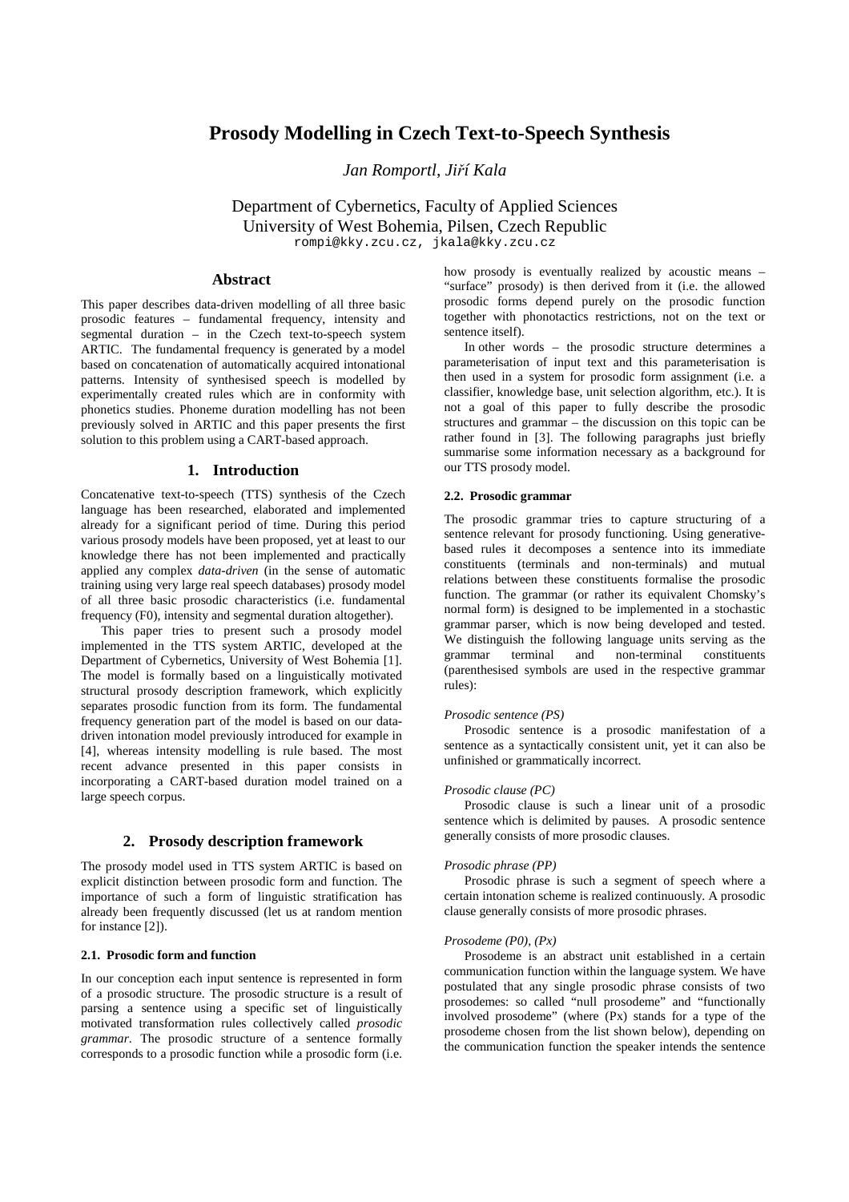# Prosody Modelling in Czech Text-to-Speech Synthesis

*Jan Romportl, Jiří Kala*

Department of Cybernetics, Faculty of Applied Sciences
University of West Bohemia, Pilsen, Czech Republic
rompi@kky.zcu.cz, jkala@kky.zcu.cz

## Abstract

This paper describes data-driven modelling of all three basic prosodic features – fundamental frequency, intensity and segmental duration – in the Czech text-to-speech system ARTIC. The fundamental frequency is generated by a model based on concatenation of automatically acquired intonational patterns. Intensity of synthesised speech is modelled by experimentally created rules which are in conformity with phonetics studies. Phoneme duration modelling has not been previously solved in ARTIC and this paper presents the first solution to this problem using a CART-based approach.

## 1. Introduction

Concatenative text-to-speech (TTS) synthesis of the Czech language has been researched, elaborated and implemented already for a significant period of time. During this period various prosody models have been proposed, yet at least to our knowledge there has not been implemented and practically applied any complex *data-driven* (in the sense of automatic training using very large real speech databases) prosody model of all three basic prosodic characteristics (i.e. fundamental frequency (F0), intensity and segmental duration altogether).

This paper tries to present such a prosody model implemented in the TTS system ARTIC, developed at the Department of Cybernetics, University of West Bohemia [1]. The model is formally based on a linguistically motivated structural prosody description framework, which explicitly separates prosodic function from its form. The fundamental frequency generation part of the model is based on our data-driven intonation model previously introduced for example in [4], whereas intensity modelling is rule based. The most recent advance presented in this paper consists in incorporating a CART-based duration model trained on a large speech corpus.

## 2. Prosody description framework

The prosody model used in TTS system ARTIC is based on explicit distinction between prosodic form and function. The importance of such a form of linguistic stratification has already been frequently discussed (let us at random mention for instance [2]).

### 2.1. Prosodic form and function

In our conception each input sentence is represented in form of a prosodic structure. The prosodic structure is a result of parsing a sentence using a specific set of linguistically motivated transformation rules collectively called *prosodic grammar*. The prosodic structure of a sentence formally corresponds to a prosodic function while a prosodic form (i.e. how prosody is eventually realized by acoustic means – "surface" prosody) is then derived from it (i.e. the allowed prosodic forms depend purely on the prosodic function together with phonotactics restrictions, not on the text or sentence itself).

In other words – the prosodic structure determines a parameterisation of input text and this parameterisation is then used in a system for prosodic form assignment (i.e. a classifier, knowledge base, unit selection algorithm, etc.). It is not a goal of this paper to fully describe the prosodic structures and grammar – the discussion on this topic can be rather found in [3]. The following paragraphs just briefly summarise some information necessary as a background for our TTS prosody model.

### 2.2. Prosodic grammar

The prosodic grammar tries to capture structuring of a sentence relevant for prosody functioning. Using generative-based rules it decomposes a sentence into its immediate constituents (terminals and non-terminals) and mutual relations between these constituents formalise the prosodic function. The grammar (or rather its equivalent Chomsky's normal form) is designed to be implemented in a stochastic grammar parser, which is now being developed and tested. We distinguish the following language units serving as the grammar terminal and non-terminal constituents (parenthesised symbols are used in the respective grammar rules):

*Prosodic sentence (PS)*

Prosodic sentence is a prosodic manifestation of a sentence as a syntactically consistent unit, yet it can also be unfinished or grammatically incorrect.

*Prosodic clause (PC)*

Prosodic clause is such a linear unit of a prosodic sentence which is delimited by pauses. A prosodic sentence generally consists of more prosodic clauses.

*Prosodic phrase (PP)*

Prosodic phrase is such a segment of speech where a certain intonation scheme is realized continuously. A prosodic clause generally consists of more prosodic phrases.

*Prosodeme (P0), (Px)*

Prosodeme is an abstract unit established in a certain communication function within the language system. We have postulated that any single prosodic phrase consists of two prosodemes: so called "null prosodeme" and "functionally involved prosodeme" (where (Px) stands for a type of the prosodeme chosen from the list shown below), depending on the communication function the speaker intends the sentence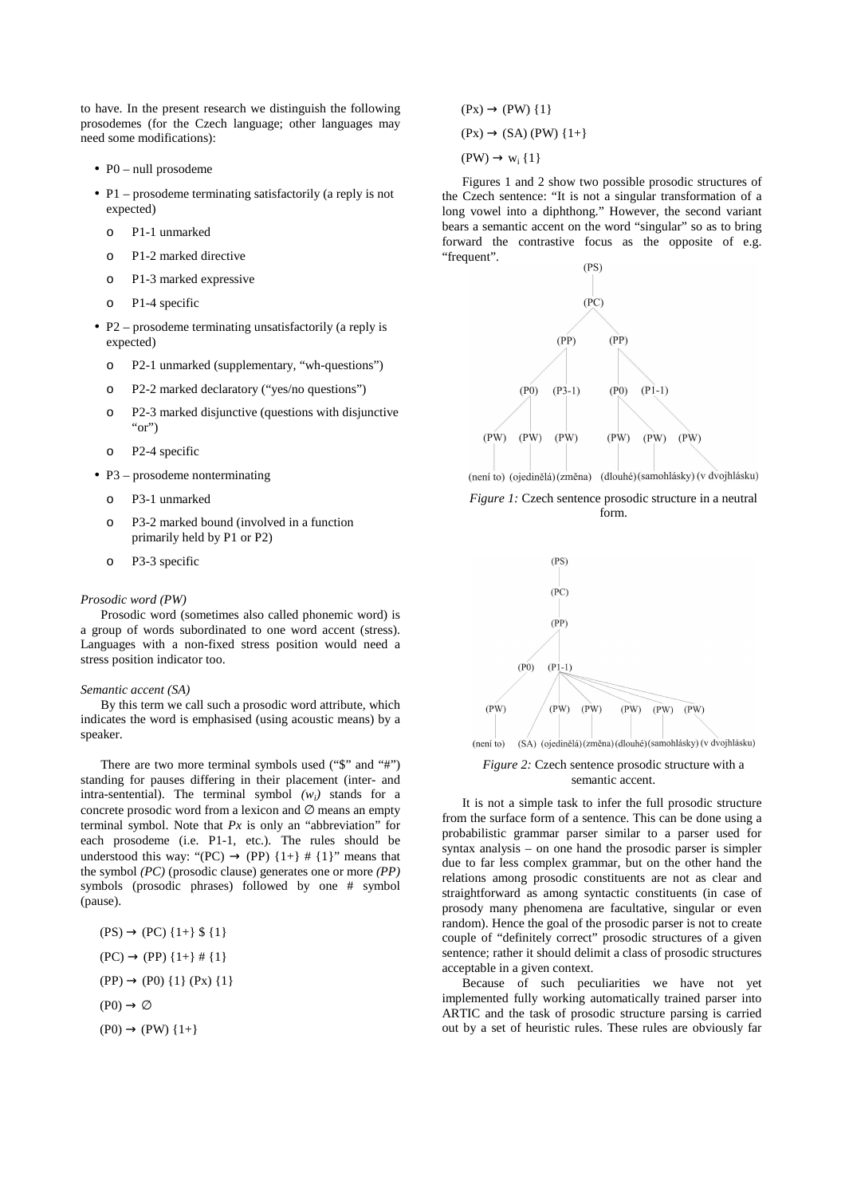to have. In the present research we distinguish the following prosodemes (for the Czech language; other languages may need some modifications):

- P0 – null prosodeme
- P1 – prosodeme terminating satisfactorily (a reply is not expected)
  - P1-1 unmarked
  - P1-2 marked directive
  - P1-3 marked expressive
  - P1-4 specific
- P2 – prosodeme terminating unsatisfactorily (a reply is expected)
  - P2-1 unmarked (supplementary, "wh-questions")
  - P2-2 marked declaratory ("yes/no questions")
  - P2-3 marked disjunctive (questions with disjunctive "or")
  - P2-4 specific
- P3 – prosodeme nonterminating
  - P3-1 unmarked
  - P3-2 marked bound (involved in a function primarily held by P1 or P2)
  - P3-3 specific

*Prosodic word (PW)*

Prosodic word (sometimes also called phonemic word) is a group of words subordinated to one word accent (stress). Languages with a non-fixed stress position would need a stress position indicator too.

*Semantic accent (SA)*

By this term we call such a prosodic word attribute, which indicates the word is emphasised (using acoustic means) by a speaker.

There are two more terminal symbols used ("$" and "#") standing for pauses differing in their placement (inter- and intra-sentential). The terminal symbol *($w_i$)* stands for a concrete prosodic word from a lexicon and ∅ means an empty terminal symbol. Note that *Px* is only an "abbreviation" for each prosodeme (i.e. P1-1, etc.). The rules should be understood this way: "(PC) → (PP) {1+} # {1}" means that the symbol *(PC)* (prosodic clause) generates one or more *(PP)* symbols (prosodic phrases) followed by one # symbol (pause).

(PS) → (PC) {1+} $ {1}

(PC) → (PP) {1+} # {1}

(PP) → (P0) {1} (Px) {1}

(P0) → ∅

(P0) → (PW) {1+}

(Px) → (PW) {1}

(Px) → (SA) (PW) {1+}

(PW) → $w_i$ {1}

Figures 1 and 2 show two possible prosodic structures of the Czech sentence: "It is not a singular transformation of a long vowel into a diphthong." However, the second variant bears a semantic accent on the word "singular" so as to bring forward the contrastive focus as the opposite of e.g. "frequent".

*Figure 1:* Czech sentence prosodic structure in a neutral form.

*Figure 2:* Czech sentence prosodic structure with a semantic accent.

It is not a simple task to infer the full prosodic structure from the surface form of a sentence. This can be done using a probabilistic grammar parser similar to a parser used for syntax analysis – on one hand the prosodic parser is simpler due to far less complex grammar, but on the other hand the relations among prosodic constituents are not as clear and straightforward as among syntactic constituents (in case of prosody many phenomena are facultative, singular or even random). Hence the goal of the prosodic parser is not to create couple of "definitely correct" prosodic structures of a given sentence; rather it should delimit a class of prosodic structures acceptable in a given context.

Because of such peculiarities we have not yet implemented fully working automatically trained parser into ARTIC and the task of prosodic structure parsing is carried out by a set of heuristic rules. These rules are obviously far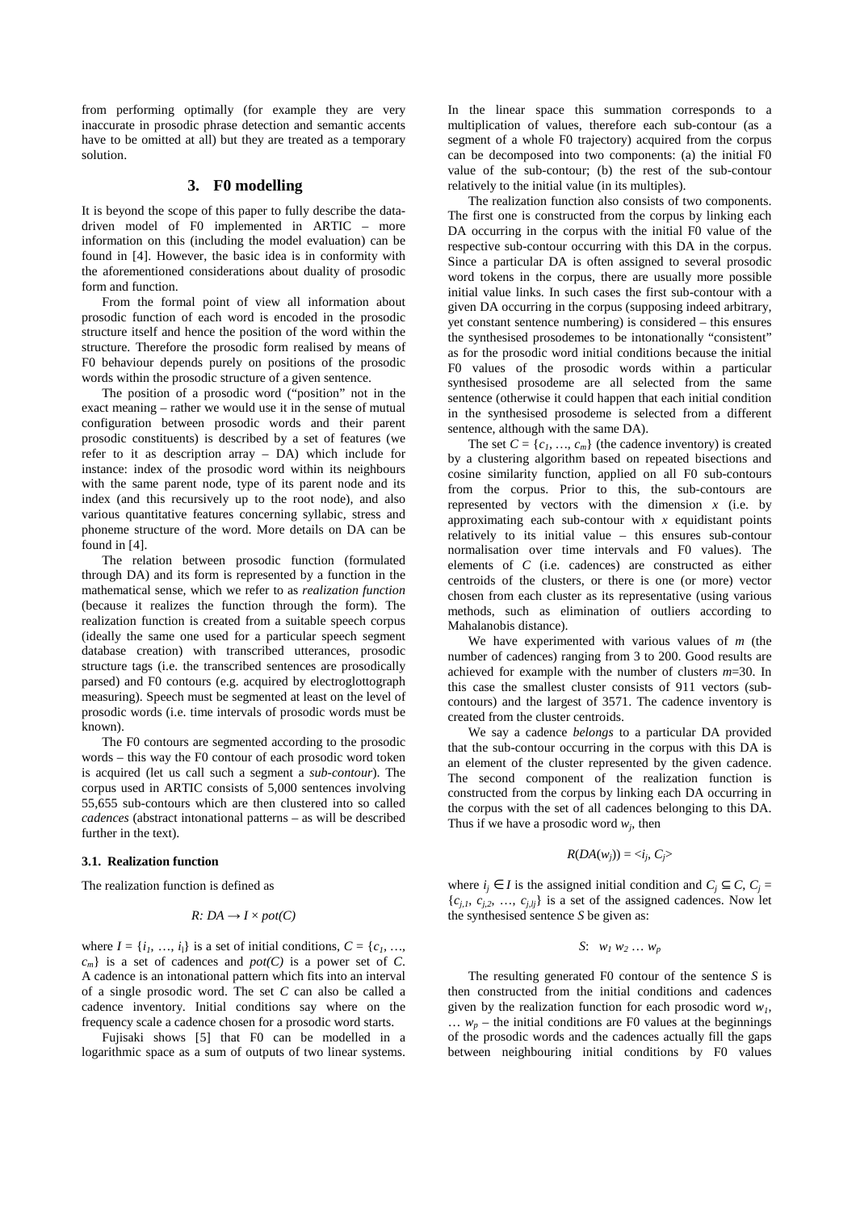from performing optimally (for example they are very inaccurate in prosodic phrase detection and semantic accents have to be omitted at all) but they are treated as a temporary solution.

## 3. F0 modelling

It is beyond the scope of this paper to fully describe the data-driven model of F0 implemented in ARTIC – more information on this (including the model evaluation) can be found in [4]. However, the basic idea is in conformity with the aforementioned considerations about duality of prosodic form and function.

From the formal point of view all information about prosodic function of each word is encoded in the prosodic structure itself and hence the position of the word within the structure. Therefore the prosodic form realised by means of F0 behaviour depends purely on positions of the prosodic words within the prosodic structure of a given sentence.

The position of a prosodic word ("position" not in the exact meaning – rather we would use it in the sense of mutual configuration between prosodic words and their parent prosodic constituents) is described by a set of features (we refer to it as description array – DA) which include for instance: index of the prosodic word within its neighbours with the same parent node, type of its parent node and its index (and this recursively up to the root node), and also various quantitative features concerning syllabic, stress and phoneme structure of the word. More details on DA can be found in [4].

The relation between prosodic function (formulated through DA) and its form is represented by a function in the mathematical sense, which we refer to as *realization function* (because it realizes the function through the form). The realization function is created from a suitable speech corpus (ideally the same one used for a particular speech segment database creation) with transcribed utterances, prosodic structure tags (i.e. the transcribed sentences are prosodically parsed) and F0 contours (e.g. acquired by electroglottograph measuring). Speech must be segmented at least on the level of prosodic words (i.e. time intervals of prosodic words must be known).

The F0 contours are segmented according to the prosodic words – this way the F0 contour of each prosodic word token is acquired (let us call such a segment a *sub-contour*). The corpus used in ARTIC consists of 5,000 sentences involving 55,655 sub-contours which are then clustered into so called *cadences* (abstract intonational patterns – as will be described further in the text).

### 3.1. Realization function

The realization function is defined as

$$R: DA \rightarrow I \times pot(C)$$

where $I = \{i_1, \ldots, i_l\}$ is a set of initial conditions, $C = \{c_1, \ldots, c_m\}$ is a set of cadences and $pot(C)$ is a power set of $C$. A cadence is an intonational pattern which fits into an interval of a single prosodic word. The set $C$ can also be called a cadence inventory. Initial conditions say where on the frequency scale a cadence chosen for a prosodic word starts.

Fujisaki shows [5] that F0 can be modelled in a logarithmic space as a sum of outputs of two linear systems. In the linear space this summation corresponds to a multiplication of values, therefore each sub-contour (as a segment of a whole F0 trajectory) acquired from the corpus can be decomposed into two components: (a) the initial F0 value of the sub-contour; (b) the rest of the sub-contour relatively to the initial value (in its multiples).

The realization function also consists of two components. The first one is constructed from the corpus by linking each DA occurring in the corpus with the initial F0 value of the respective sub-contour occurring with this DA in the corpus. Since a particular DA is often assigned to several prosodic word tokens in the corpus, there are usually more possible initial value links. In such cases the first sub-contour with a given DA occurring in the corpus (supposing indeed arbitrary, yet constant sentence numbering) is considered – this ensures the synthesised prosodemes to be intonationally "consistent" as for the prosodic word initial conditions because the initial F0 values of the prosodic words within a particular synthesised prosodeme are all selected from the same sentence (otherwise it could happen that each initial condition in the synthesised prosodeme is selected from a different sentence, although with the same DA).

The set $C = \{c_1, \ldots, c_m\}$ (the cadence inventory) is created by a clustering algorithm based on repeated bisections and cosine similarity function, applied on all F0 sub-contours from the corpus. Prior to this, the sub-contours are represented by vectors with the dimension $x$ (i.e. by approximating each sub-contour with $x$ equidistant points relatively to its initial value – this ensures sub-contour normalisation over time intervals and F0 values). The elements of $C$ (i.e. cadences) are constructed as either centroids of the clusters, or there is one (or more) vector chosen from each cluster as its representative (using various methods, such as elimination of outliers according to Mahalanobis distance).

We have experimented with various values of $m$ (the number of cadences) ranging from 3 to 200. Good results are achieved for example with the number of clusters $m$=30. In this case the smallest cluster consists of 911 vectors (sub-contours) and the largest of 3571. The cadence inventory is created from the cluster centroids.

We say a cadence *belongs* to a particular DA provided that the sub-contour occurring in the corpus with this DA is an element of the cluster represented by the given cadence. The second component of the realization function is constructed from the corpus by linking each DA occurring in the corpus with the set of all cadences belonging to this DA. Thus if we have a prosodic word $w_j$, then

$$R(DA(w_j)) = \langle i_j, C_j \rangle$$

where $i_j \in I$ is the assigned initial condition and $C_j \subseteq C$, $C_j = \{c_{j,1}, c_{j,2}, \ldots, c_{j,lj}\}$ is a set of the assigned cadences. Now let the synthesised sentence $S$ be given as:

$$S\text{:}\ \ w_1\, w_2 \ldots w_p$$

The resulting generated F0 contour of the sentence $S$ is then constructed from the initial conditions and cadences given by the realization function for each prosodic word $w_1$, … $w_p$ – the initial conditions are F0 values at the beginnings of the prosodic words and the cadences actually fill the gaps between neighbouring initial conditions by F0 values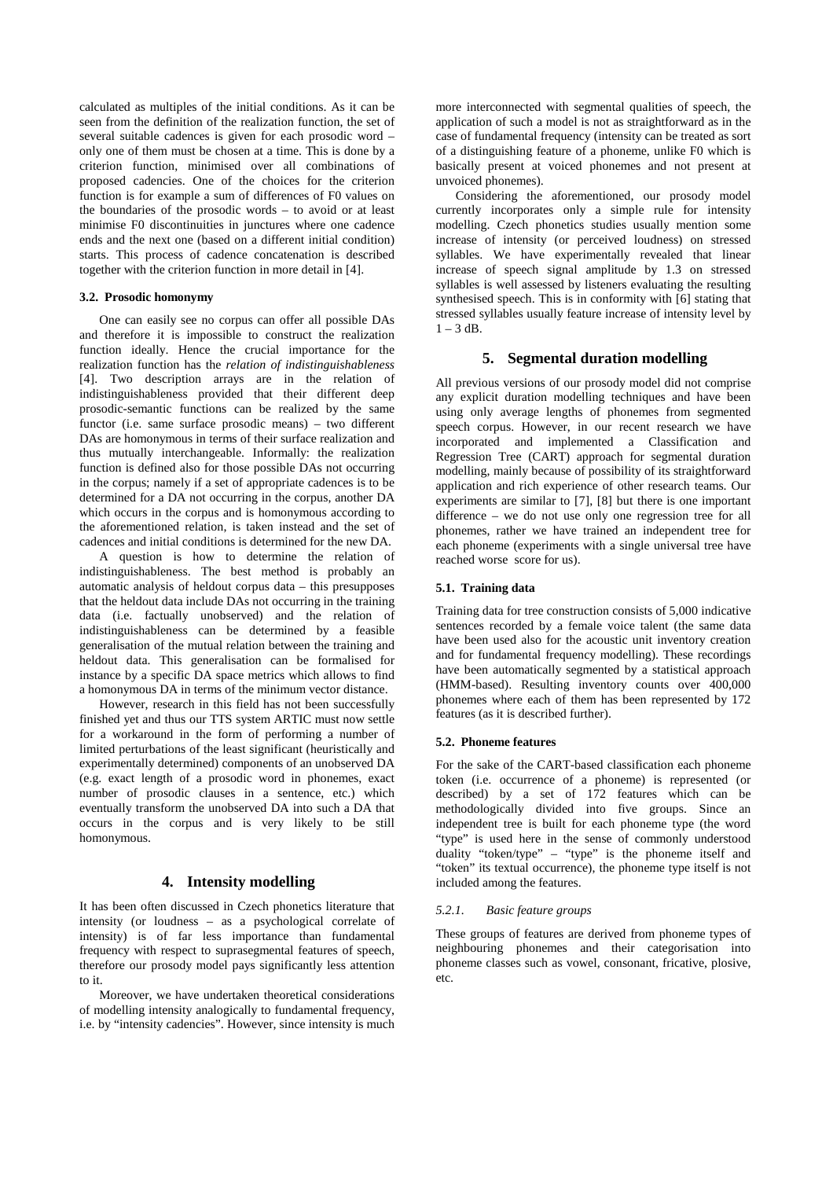calculated as multiples of the initial conditions. As it can be seen from the definition of the realization function, the set of several suitable cadences is given for each prosodic word – only one of them must be chosen at a time. This is done by a criterion function, minimised over all combinations of proposed cadencies. One of the choices for the criterion function is for example a sum of differences of F0 values on the boundaries of the prosodic words – to avoid or at least minimise F0 discontinuities in junctures where one cadence ends and the next one (based on a different initial condition) starts. This process of cadence concatenation is described together with the criterion function in more detail in [4].

### 3.2. Prosodic homonymy

One can easily see no corpus can offer all possible DAs and therefore it is impossible to construct the realization function ideally. Hence the crucial importance for the realization function has the *relation of indistinguishableness* [4]. Two description arrays are in the relation of indistinguishableness provided that their different deep prosodic-semantic functions can be realized by the same functor (i.e. same surface prosodic means) – two different DAs are homonymous in terms of their surface realization and thus mutually interchangeable. Informally: the realization function is defined also for those possible DAs not occurring in the corpus; namely if a set of appropriate cadences is to be determined for a DA not occurring in the corpus, another DA which occurs in the corpus and is homonymous according to the aforementioned relation, is taken instead and the set of cadences and initial conditions is determined for the new DA.

A question is how to determine the relation of indistinguishableness. The best method is probably an automatic analysis of heldout corpus data – this presupposes that the heldout data include DAs not occurring in the training data (i.e. factually unobserved) and the relation of indistinguishableness can be determined by a feasible generalisation of the mutual relation between the training and heldout data. This generalisation can be formalised for instance by a specific DA space metrics which allows to find a homonymous DA in terms of the minimum vector distance.

However, research in this field has not been successfully finished yet and thus our TTS system ARTIC must now settle for a workaround in the form of performing a number of limited perturbations of the least significant (heuristically and experimentally determined) components of an unobserved DA (e.g. exact length of a prosodic word in phonemes, exact number of prosodic clauses in a sentence, etc.) which eventually transform the unobserved DA into such a DA that occurs in the corpus and is very likely to be still homonymous.

## 4. Intensity modelling

It has been often discussed in Czech phonetics literature that intensity (or loudness – as a psychological correlate of intensity) is of far less importance than fundamental frequency with respect to suprasegmental features of speech, therefore our prosody model pays significantly less attention to it.

Moreover, we have undertaken theoretical considerations of modelling intensity analogically to fundamental frequency, i.e. by "intensity cadencies". However, since intensity is much more interconnected with segmental qualities of speech, the application of such a model is not as straightforward as in the case of fundamental frequency (intensity can be treated as sort of a distinguishing feature of a phoneme, unlike F0 which is basically present at voiced phonemes and not present at unvoiced phonemes).

Considering the aforementioned, our prosody model currently incorporates only a simple rule for intensity modelling. Czech phonetics studies usually mention some increase of intensity (or perceived loudness) on stressed syllables. We have experimentally revealed that linear increase of speech signal amplitude by 1.3 on stressed syllables is well assessed by listeners evaluating the resulting synthesised speech. This is in conformity with [6] stating that stressed syllables usually feature increase of intensity level by 1 – 3 dB.

## 5. Segmental duration modelling

All previous versions of our prosody model did not comprise any explicit duration modelling techniques and have been using only average lengths of phonemes from segmented speech corpus. However, in our recent research we have incorporated and implemented a Classification and Regression Tree (CART) approach for segmental duration modelling, mainly because of possibility of its straightforward application and rich experience of other research teams. Our experiments are similar to [7], [8] but there is one important difference – we do not use only one regression tree for all phonemes, rather we have trained an independent tree for each phoneme (experiments with a single universal tree have reached worse score for us).

### 5.1. Training data

Training data for tree construction consists of 5,000 indicative sentences recorded by a female voice talent (the same data have been used also for the acoustic unit inventory creation and for fundamental frequency modelling). These recordings have been automatically segmented by a statistical approach (HMM-based). Resulting inventory counts over 400,000 phonemes where each of them has been represented by 172 features (as it is described further).

### 5.2. Phoneme features

For the sake of the CART-based classification each phoneme token (i.e. occurrence of a phoneme) is represented (or described) by a set of 172 features which can be methodologically divided into five groups. Since an independent tree is built for each phoneme type (the word "type" is used here in the sense of commonly understood duality "token/type" – "type" is the phoneme itself and "token" its textual occurrence), the phoneme type itself is not included among the features.

#### *5.2.1. Basic feature groups*

These groups of features are derived from phoneme types of neighbouring phonemes and their categorisation into phoneme classes such as vowel, consonant, fricative, plosive, etc.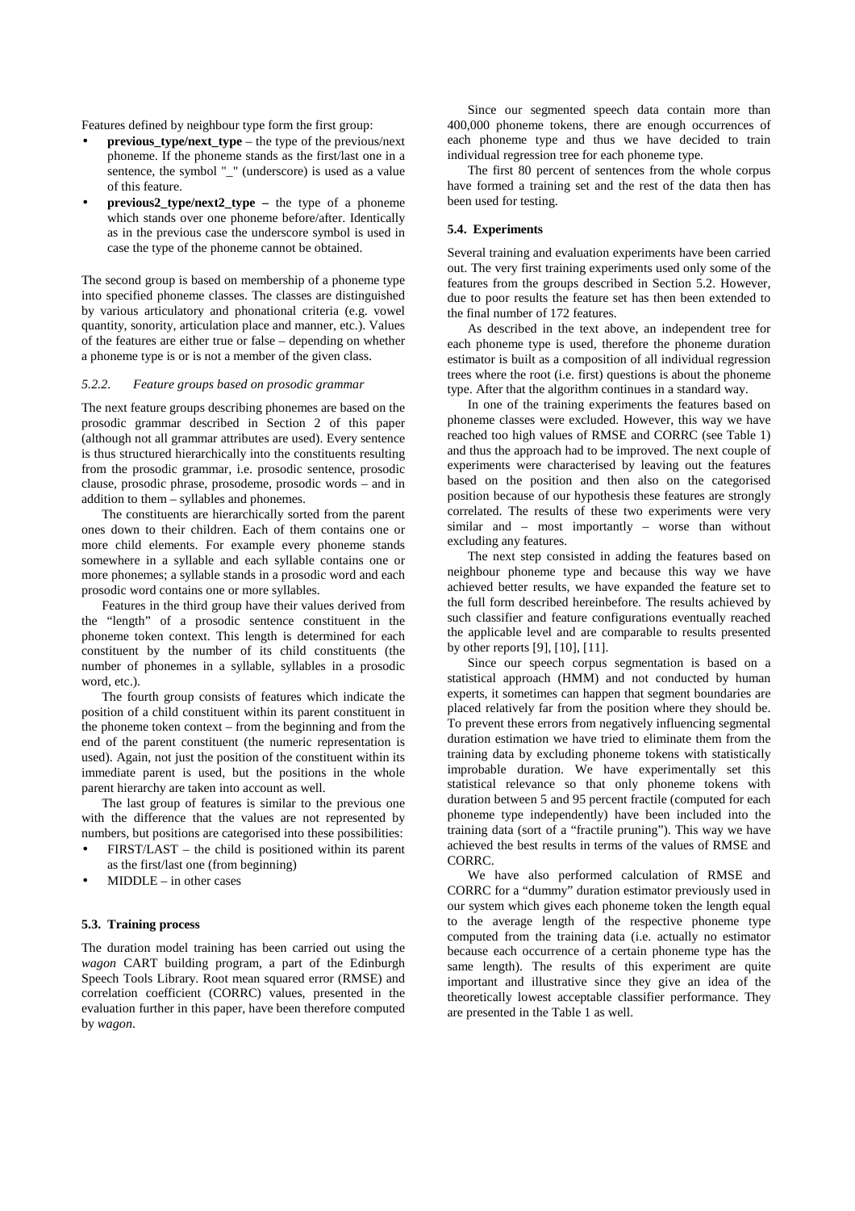Features defined by neighbour type form the first group:

- **previous_type/next_type** – the type of the previous/next phoneme. If the phoneme stands as the first/last one in a sentence, the symbol "_" (underscore) is used as a value of this feature.
- **previous2_type/next2_type –** the type of a phoneme which stands over one phoneme before/after. Identically as in the previous case the underscore symbol is used in case the type of the phoneme cannot be obtained.

The second group is based on membership of a phoneme type into specified phoneme classes. The classes are distinguished by various articulatory and phonational criteria (e.g. vowel quantity, sonority, articulation place and manner, etc.). Values of the features are either true or false – depending on whether a phoneme type is or is not a member of the given class.

#### *5.2.2. Feature groups based on prosodic grammar*

The next feature groups describing phonemes are based on the prosodic grammar described in Section 2 of this paper (although not all grammar attributes are used). Every sentence is thus structured hierarchically into the constituents resulting from the prosodic grammar, i.e. prosodic sentence, prosodic clause, prosodic phrase, prosodeme, prosodic words – and in addition to them – syllables and phonemes.

The constituents are hierarchically sorted from the parent ones down to their children. Each of them contains one or more child elements. For example every phoneme stands somewhere in a syllable and each syllable contains one or more phonemes; a syllable stands in a prosodic word and each prosodic word contains one or more syllables.

Features in the third group have their values derived from the "length" of a prosodic sentence constituent in the phoneme token context. This length is determined for each constituent by the number of its child constituents (the number of phonemes in a syllable, syllables in a prosodic word, etc.).

The fourth group consists of features which indicate the position of a child constituent within its parent constituent in the phoneme token context – from the beginning and from the end of the parent constituent (the numeric representation is used). Again, not just the position of the constituent within its immediate parent is used, but the positions in the whole parent hierarchy are taken into account as well.

The last group of features is similar to the previous one with the difference that the values are not represented by numbers, but positions are categorised into these possibilities:

- FIRST/LAST – the child is positioned within its parent as the first/last one (from beginning)
- MIDDLE – in other cases

### 5.3. Training process

The duration model training has been carried out using the *wagon* CART building program, a part of the Edinburgh Speech Tools Library. Root mean squared error (RMSE) and correlation coefficient (CORRC) values, presented in the evaluation further in this paper, have been therefore computed by *wagon*.

Since our segmented speech data contain more than 400,000 phoneme tokens, there are enough occurrences of each phoneme type and thus we have decided to train individual regression tree for each phoneme type.

The first 80 percent of sentences from the whole corpus have formed a training set and the rest of the data then has been used for testing.

### 5.4. Experiments

Several training and evaluation experiments have been carried out. The very first training experiments used only some of the features from the groups described in Section 5.2. However, due to poor results the feature set has then been extended to the final number of 172 features.

As described in the text above, an independent tree for each phoneme type is used, therefore the phoneme duration estimator is built as a composition of all individual regression trees where the root (i.e. first) questions is about the phoneme type. After that the algorithm continues in a standard way.

In one of the training experiments the features based on phoneme classes were excluded. However, this way we have reached too high values of RMSE and CORRC (see Table 1) and thus the approach had to be improved. The next couple of experiments were characterised by leaving out the features based on the position and then also on the categorised position because of our hypothesis these features are strongly correlated. The results of these two experiments were very similar and – most importantly – worse than without excluding any features.

The next step consisted in adding the features based on neighbour phoneme type and because this way we have achieved better results, we have expanded the feature set to the full form described hereinbefore. The results achieved by such classifier and feature configurations eventually reached the applicable level and are comparable to results presented by other reports [9], [10], [11].

Since our speech corpus segmentation is based on a statistical approach (HMM) and not conducted by human experts, it sometimes can happen that segment boundaries are placed relatively far from the position where they should be. To prevent these errors from negatively influencing segmental duration estimation we have tried to eliminate them from the training data by excluding phoneme tokens with statistically improbable duration. We have experimentally set this statistical relevance so that only phoneme tokens with duration between 5 and 95 percent fractile (computed for each phoneme type independently) have been included into the training data (sort of a "fractile pruning"). This way we have achieved the best results in terms of the values of RMSE and CORRC.

We have also performed calculation of RMSE and CORRC for a "dummy" duration estimator previously used in our system which gives each phoneme token the length equal to the average length of the respective phoneme type computed from the training data (i.e. actually no estimator because each occurrence of a certain phoneme type has the same length). The results of this experiment are quite important and illustrative since they give an idea of the theoretically lowest acceptable classifier performance. They are presented in the Table 1 as well.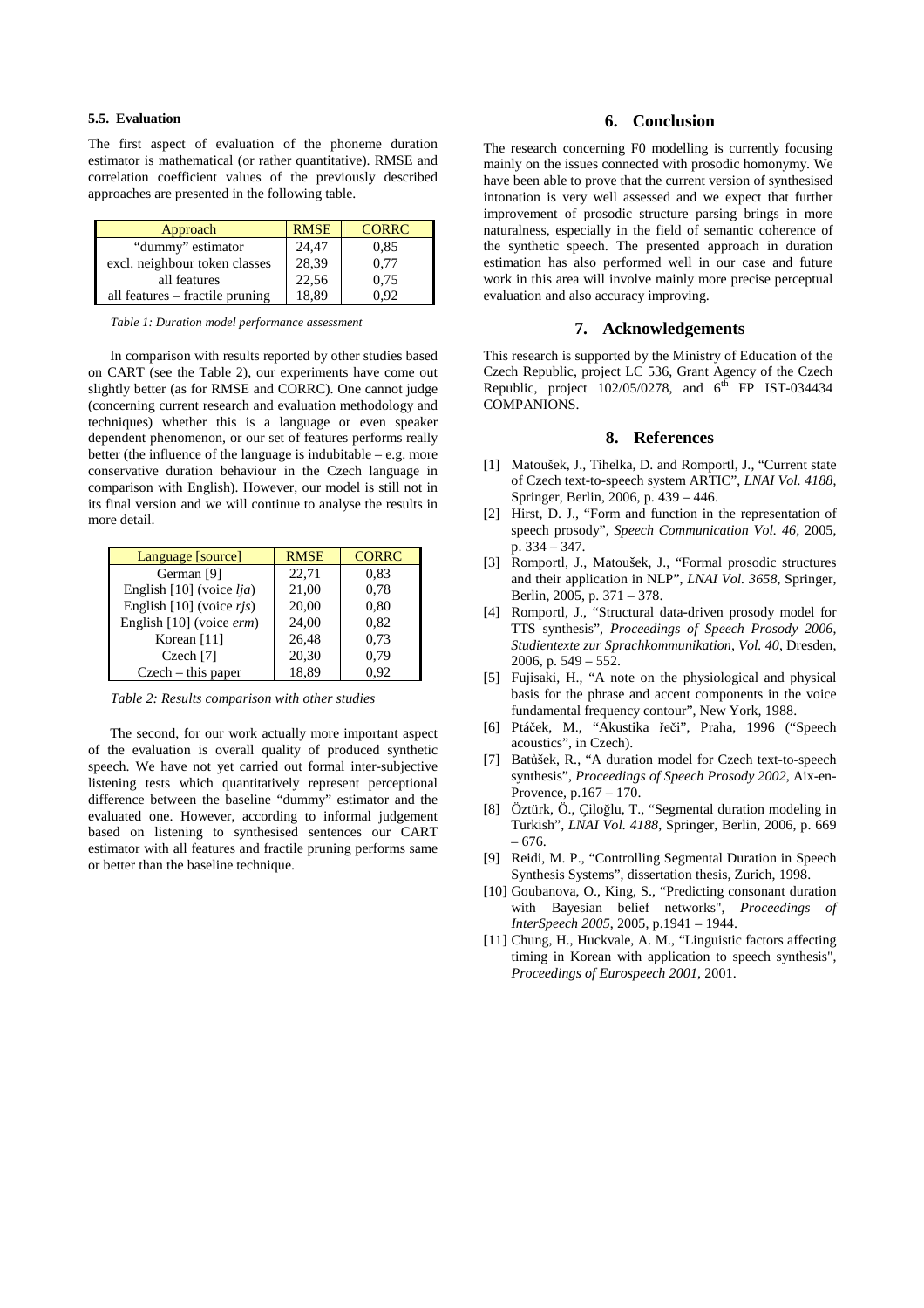### 5.5. Evaluation

The first aspect of evaluation of the phoneme duration estimator is mathematical (or rather quantitative). RMSE and correlation coefficient values of the previously described approaches are presented in the following table.

| Approach | RMSE | CORRC |
|---|---|---|
| "dummy" estimator | 24,47 | 0,85 |
| excl. neighbour token classes | 28,39 | 0,77 |
| all features | 22,56 | 0,75 |
| all features – fractile pruning | 18,89 | 0,92 |

*Table 1: Duration model performance assessment*

In comparison with results reported by other studies based on CART (see the Table 2), our experiments have come out slightly better (as for RMSE and CORRC). One cannot judge (concerning current research and evaluation methodology and techniques) whether this is a language or even speaker dependent phenomenon, or our set of features performs really better (the influence of the language is indubitable – e.g. more conservative duration behaviour in the Czech language in comparison with English). However, our model is still not in its final version and we will continue to analyse the results in more detail.

| Language [source] | RMSE | CORRC |
|---|---|---|
| German [9] | 22,71 | 0,83 |
| English [10] (voice *lja*) | 21,00 | 0,78 |
| English [10] (voice *rjs*) | 20,00 | 0,80 |
| English [10] (voice *erm*) | 24,00 | 0,82 |
| Korean [11] | 26,48 | 0,73 |
| Czech [7] | 20,30 | 0,79 |
| Czech – this paper | 18,89 | 0,92 |

*Table 2: Results comparison with other studies*

The second, for our work actually more important aspect of the evaluation is overall quality of produced synthetic speech. We have not yet carried out formal inter-subjective listening tests which quantitatively represent perceptional difference between the baseline "dummy" estimator and the evaluated one. However, according to informal judgement based on listening to synthesised sentences our CART estimator with all features and fractile pruning performs same or better than the baseline technique.

## 6. Conclusion

The research concerning F0 modelling is currently focusing mainly on the issues connected with prosodic homonymy. We have been able to prove that the current version of synthesised intonation is very well assessed and we expect that further improvement of prosodic structure parsing brings in more naturalness, especially in the field of semantic coherence of the synthetic speech. The presented approach in duration estimation has also performed well in our case and future work in this area will involve mainly more precise perceptual evaluation and also accuracy improving.

## 7. Acknowledgements

This research is supported by the Ministry of Education of the Czech Republic, project LC 536, Grant Agency of the Czech Republic, project 102/05/0278, and 6th FP IST-034434 COMPANIONS.

## 8. References

[1] Matoušek, J., Tihelka, D. and Romportl, J., "Current state of Czech text-to-speech system ARTIC", *LNAI Vol. 4188*, Springer, Berlin, 2006, p. 439 – 446.

[2] Hirst, D. J., "Form and function in the representation of speech prosody", *Speech Communication Vol. 46*, 2005, p. 334 – 347.

[3] Romportl, J., Matoušek, J., "Formal prosodic structures and their application in NLP", *LNAI Vol. 3658*, Springer, Berlin, 2005, p. 371 – 378.

[4] Romportl, J., "Structural data-driven prosody model for TTS synthesis", *Proceedings of Speech Prosody 2006, Studientexte zur Sprachkommunikation, Vol. 40*, Dresden, 2006, p. 549 – 552.

[5] Fujisaki, H., "A note on the physiological and physical basis for the phrase and accent components in the voice fundamental frequency contour", New York, 1988.

[6] Ptáček, M., "Akustika řeči", Praha, 1996 ("Speech acoustics", in Czech).

[7] Batůšek, R., "A duration model for Czech text-to-speech synthesis", *Proceedings of Speech Prosody 2002*, Aix-en-Provence, p.167 – 170.

[8] Öztürk, Ö., Çiloğlu, T., "Segmental duration modeling in Turkish", *LNAI Vol. 4188*, Springer, Berlin, 2006, p. 669 – 676.

[9] Reidi, M. P., "Controlling Segmental Duration in Speech Synthesis Systems", dissertation thesis, Zurich, 1998.

[10] Goubanova, O., King, S., "Predicting consonant duration with Bayesian belief networks", *Proceedings of InterSpeech 2005*, 2005, p.1941 – 1944.

[11] Chung, H., Huckvale, A. M., "Linguistic factors affecting timing in Korean with application to speech synthesis", *Proceedings of Eurospeech 2001*, 2001.